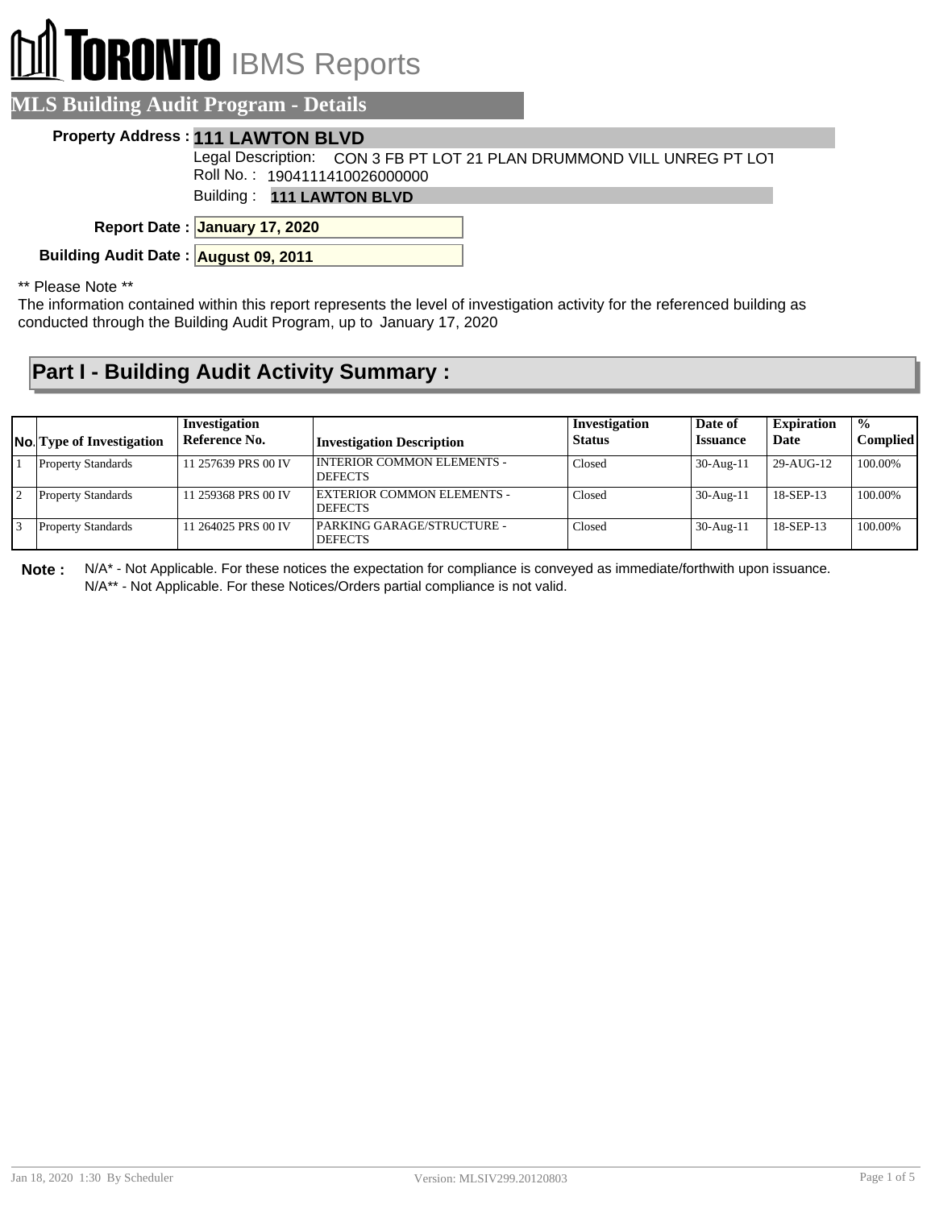# TORONTO IBMS Reports

## MLS Building Audit Program - Details

**Property Address :** **111 LAWTON BLVD**

Legal Description: CON 3 FB PT LOT 21 PLAN DRUMMOND VILL UNREG PT LOT

Roll No. : 1904111410026000000

Building : **111 LAWTON BLVD**

**Report Date :** **January 17, 2020**

**Building Audit Date :** **August 09, 2011**

** Please Note **

The information contained within this report represents the level of investigation activity for the referenced building as conducted through the Building Audit Program, up to January 17, 2020

## Part I - Building Audit Activity Summary :

| No. | Type of Investigation | Investigation Reference No. | Investigation Description | Investigation Status | Date of Issuance | Expiration Date | % Complied |
|---|---|---|---|---|---|---|---|
| 1 | Property Standards | 11 257639 PRS 00 IV | INTERIOR COMMON ELEMENTS - DEFECTS | Closed | 30-Aug-11 | 29-AUG-12 | 100.00% |
| 2 | Property Standards | 11 259368 PRS 00 IV | EXTERIOR COMMON ELEMENTS - DEFECTS | Closed | 30-Aug-11 | 18-SEP-13 | 100.00% |
| 3 | Property Standards | 11 264025 PRS 00 IV | PARKING GARAGE/STRUCTURE - DEFECTS | Closed | 30-Aug-11 | 18-SEP-13 | 100.00% |

**Note :** N/A* - Not Applicable. For these notices the expectation for compliance is conveyed as immediate/forthwith upon issuance.
N/A** - Not Applicable. For these Notices/Orders partial compliance is not valid.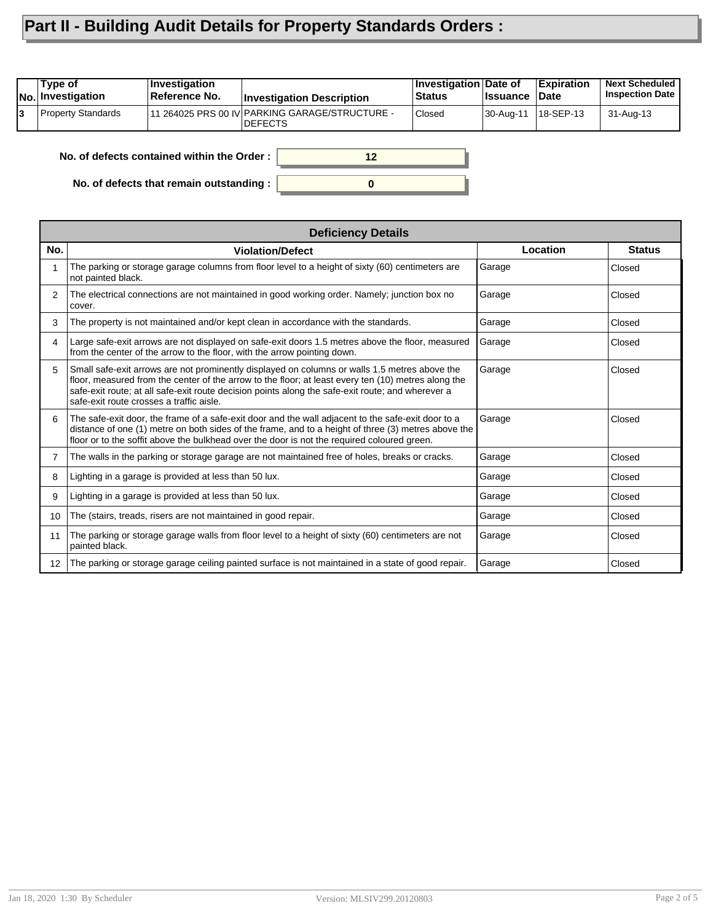# Part II - Building Audit Details for Property Standards Orders :

| No. | Type of Investigation | Investigation Reference No. | Investigation Description | Investigation Status | Date of Issuance | Expiration Date | Next Scheduled Inspection Date |
|---|---|---|---|---|---|---|---|
| 3 | Property Standards | 11 264025 PRS 00 IV | PARKING GARAGE/STRUCTURE - DEFECTS | Closed | 30-Aug-11 | 18-SEP-13 | 31-Aug-13 |

**No. of defects contained within the Order :** 12

**No. of defects that remain outstanding :** 0

**Deficiency Details**

| No. | Violation/Defect | Location | Status |
|---|---|---|---|
| 1 | The parking or storage garage columns from floor level to a height of sixty (60) centimeters are not painted black. | Garage | Closed |
| 2 | The electrical connections are not maintained in good working order. Namely; junction box no cover. | Garage | Closed |
| 3 | The property is not maintained and/or kept clean in accordance with the standards. | Garage | Closed |
| 4 | Large safe-exit arrows are not displayed on safe-exit doors 1.5 metres above the floor, measured from the center of the arrow to the floor, with the arrow pointing down. | Garage | Closed |
| 5 | Small safe-exit arrows are not prominently displayed on columns or walls 1.5 metres above the floor, measured from the center of the arrow to the floor; at least every ten (10) metres along the safe-exit route; at all safe-exit route decision points along the safe-exit route; and wherever a safe-exit route crosses a traffic aisle. | Garage | Closed |
| 6 | The safe-exit door, the frame of a safe-exit door and the wall adjacent to the safe-exit door to a distance of one (1) metre on both sides of the frame, and to a height of three (3) metres above the floor or to the soffit above the bulkhead over the door is not the required coloured green. | Garage | Closed |
| 7 | The walls in the parking or storage garage are not maintained free of holes, breaks or cracks. | Garage | Closed |
| 8 | Lighting in a garage is provided at less than 50 lux. | Garage | Closed |
| 9 | Lighting in a garage is provided at less than 50 lux. | Garage | Closed |
| 10 | The (stairs, treads, risers are not maintained in good repair. | Garage | Closed |
| 11 | The parking or storage garage walls from floor level to a height of sixty (60) centimeters are not painted black. | Garage | Closed |
| 12 | The parking or storage garage ceiling painted surface is not maintained in a state of good repair. | Garage | Closed |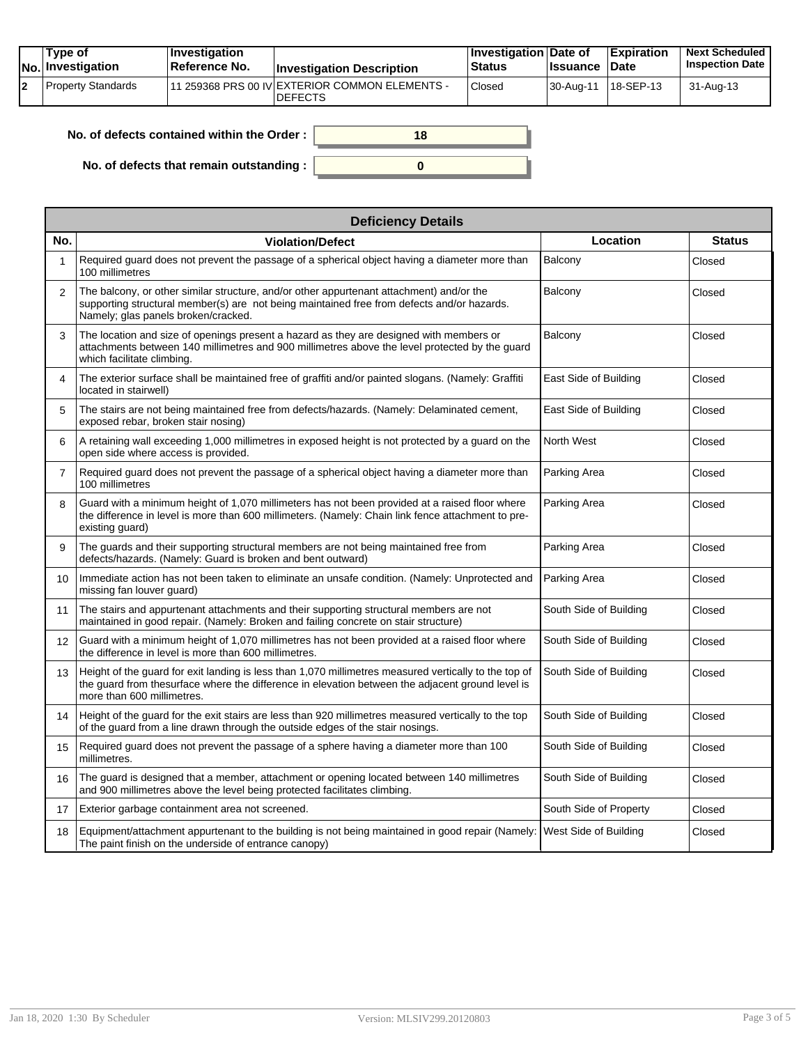| No. | Type of Investigation | Investigation Reference No. | Investigation Description | Investigation Status | Date of Issuance | Expiration Date | Next Scheduled Inspection Date |
|---|---|---|---|---|---|---|---|
| 2 | Property Standards | 11 259368 PRS 00 IV | EXTERIOR COMMON ELEMENTS - DEFECTS | Closed | 30-Aug-11 | 18-SEP-13 | 31-Aug-13 |

**No. of defects contained within the Order :** 18

**No. of defects that remain outstanding :** 0

| Deficiency Details | | | |
|---|---|---|---|
| **No.** | **Violation/Defect** | **Location** | **Status** |
| 1 | Required guard does not prevent the passage of a spherical object having a diameter more than 100 millimetres | Balcony | Closed |
| 2 | The balcony, or other similar structure, and/or other appurtenant attachment) and/or the supporting structural member(s) are not being maintained free from defects and/or hazards. Namely; glas panels broken/cracked. | Balcony | Closed |
| 3 | The location and size of openings present a hazard as they are designed with members or attachments between 140 millimetres and 900 millimetres above the level protected by the guard which facilitate climbing. | Balcony | Closed |
| 4 | The exterior surface shall be maintained free of graffiti and/or painted slogans. (Namely: Graffiti located in stairwell) | East Side of Building | Closed |
| 5 | The stairs are not being maintained free from defects/hazards. (Namely: Delaminated cement, exposed rebar, broken stair nosing) | East Side of Building | Closed |
| 6 | A retaining wall exceeding 1,000 millimetres in exposed height is not protected by a guard on the open side where access is provided. | North West | Closed |
| 7 | Required guard does not prevent the passage of a spherical object having a diameter more than 100 millimetres | Parking Area | Closed |
| 8 | Guard with a minimum height of 1,070 millimeters has not been provided at a raised floor where the difference in level is more than 600 millimeters. (Namely: Chain link fence attachment to pre-existing guard) | Parking Area | Closed |
| 9 | The guards and their supporting structural members are not being maintained free from defects/hazards. (Namely: Guard is broken and bent outward) | Parking Area | Closed |
| 10 | Immediate action has not been taken to eliminate an unsafe condition. (Namely: Unprotected and missing fan louver guard) | Parking Area | Closed |
| 11 | The stairs and appurtenant attachments and their supporting structural members are not maintained in good repair. (Namely: Broken and failing concrete on stair structure) | South Side of Building | Closed |
| 12 | Guard with a minimum height of 1,070 millimetres has not been provided at a raised floor where the difference in level is more than 600 millimetres. | South Side of Building | Closed |
| 13 | Height of the guard for exit landing is less than 1,070 millimetres measured vertically to the top of the guard from thesurface where the difference in elevation between the adjacent ground level is more than 600 millimetres. | South Side of Building | Closed |
| 14 | Height of the guard for the exit stairs are less than 920 millimetres measured vertically to the top of the guard from a line drawn through the outside edges of the stair nosings. | South Side of Building | Closed |
| 15 | Required guard does not prevent the passage of a sphere having a diameter more than 100 millimetres. | South Side of Building | Closed |
| 16 | The guard is designed that a member, attachment or opening located between 140 millimetres and 900 millimetres above the level being protected facilitates climbing. | South Side of Building | Closed |
| 17 | Exterior garbage containment area not screened. | South Side of Property | Closed |
| 18 | Equipment/attachment appurtenant to the building is not being maintained in good repair (Namely: The paint finish on the underside of entrance canopy) | West Side of Building | Closed |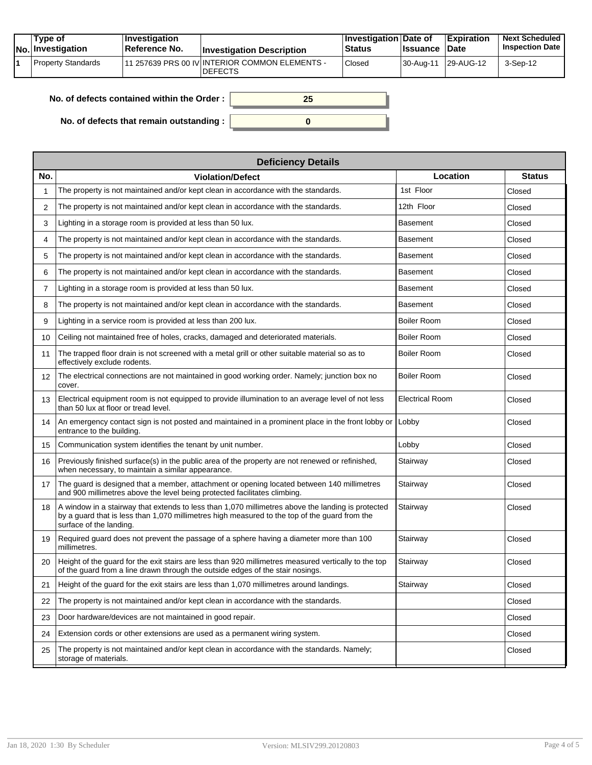| No. | Type of Investigation | Investigation Reference No. | Investigation Description | Investigation Status | Date of Issuance | Expiration Date | Next Scheduled Inspection Date |
|---|---|---|---|---|---|---|---|
| 1 | Property Standards | 11 257639 PRS 00 IV | INTERIOR COMMON ELEMENTS - DEFECTS | Closed | 30-Aug-11 | 29-AUG-12 | 3-Sep-12 |

**No. of defects contained within the Order :** 25

**No. of defects that remain outstanding :** 0

| Deficiency Details | | | |
|---|---|---|---|
| **No.** | **Violation/Defect** | **Location** | **Status** |
| 1 | The property is not maintained and/or kept clean in accordance with the standards. | 1st Floor | Closed |
| 2 | The property is not maintained and/or kept clean in accordance with the standards. | 12th Floor | Closed |
| 3 | Lighting in a storage room is provided at less than 50 lux. | Basement | Closed |
| 4 | The property is not maintained and/or kept clean in accordance with the standards. | Basement | Closed |
| 5 | The property is not maintained and/or kept clean in accordance with the standards. | Basement | Closed |
| 6 | The property is not maintained and/or kept clean in accordance with the standards. | Basement | Closed |
| 7 | Lighting in a storage room is provided at less than 50 lux. | Basement | Closed |
| 8 | The property is not maintained and/or kept clean in accordance with the standards. | Basement | Closed |
| 9 | Lighting in a service room is provided at less than 200 lux. | Boiler Room | Closed |
| 10 | Ceiling not maintained free of holes, cracks, damaged and deteriorated materials. | Boiler Room | Closed |
| 11 | The trapped floor drain is not screened with a metal grill or other suitable material so as to effectively exclude rodents. | Boiler Room | Closed |
| 12 | The electrical connections are not maintained in good working order. Namely; junction box no cover. | Boiler Room | Closed |
| 13 | Electrical equipment room is not equipped to provide illumination to an average level of not less than 50 lux at floor or tread level. | Electrical Room | Closed |
| 14 | An emergency contact sign is not posted and maintained in a prominent place in the front lobby or entrance to the building. | Lobby | Closed |
| 15 | Communication system identifies the tenant by unit number. | Lobby | Closed |
| 16 | Previously finished surface(s) in the public area of the property are not renewed or refinished, when necessary, to maintain a similar appearance. | Stairway | Closed |
| 17 | The guard is designed that a member, attachment or opening located between 140 millimetres and 900 millimetres above the level being protected facilitates climbing. | Stairway | Closed |
| 18 | A window in a stairway that extends to less than 1,070 millimetres above the landing is protected by a guard that is less than 1,070 millimetres high measured to the top of the guard from the surface of the landing. | Stairway | Closed |
| 19 | Required guard does not prevent the passage of a sphere having a diameter more than 100 millimetres. | Stairway | Closed |
| 20 | Height of the guard for the exit stairs are less than 920 millimetres measured vertically to the top of the guard from a line drawn through the outside edges of the stair nosings. | Stairway | Closed |
| 21 | Height of the guard for the exit stairs are less than 1,070 millimetres around landings. | Stairway | Closed |
| 22 | The property is not maintained and/or kept clean in accordance with the standards. | | Closed |
| 23 | Door hardware/devices are not maintained in good repair. | | Closed |
| 24 | Extension cords or other extensions are used as a permanent wiring system. | | Closed |
| 25 | The property is not maintained and/or kept clean in accordance with the standards. Namely; storage of materials. | | Closed |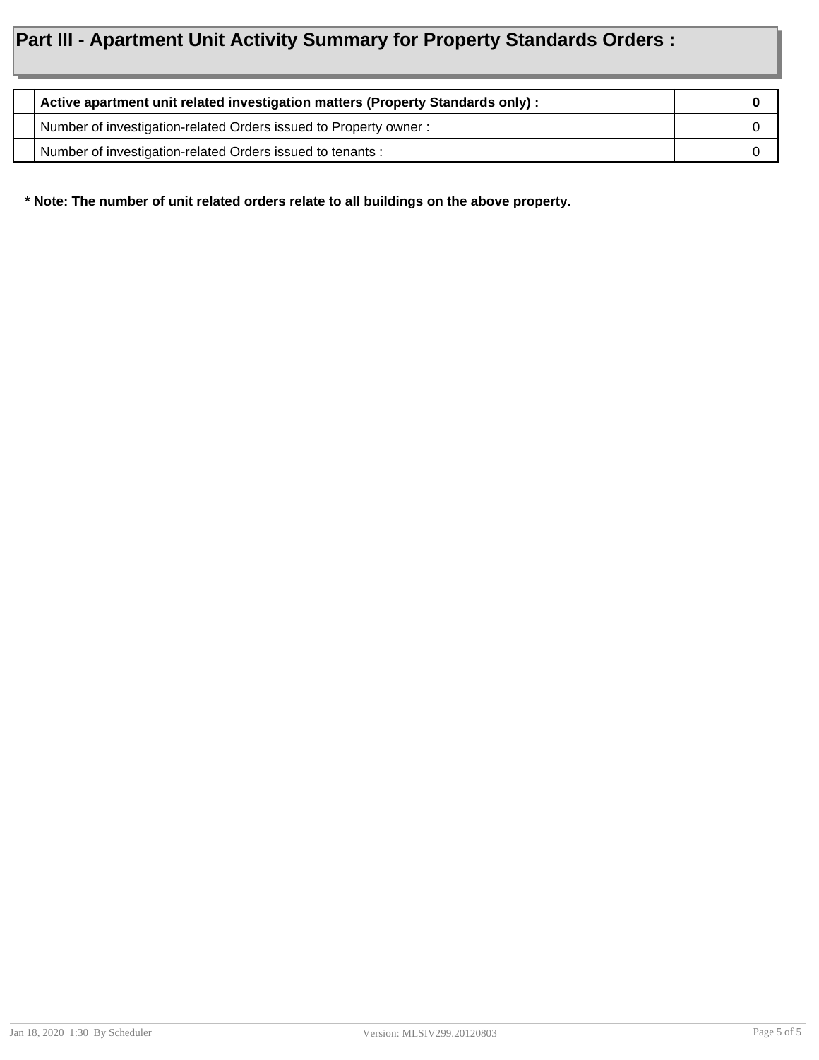## Part III - Apartment Unit Activity Summary for Property Standards Orders :

| | | |
|---|---|---|
| | **Active apartment unit related investigation matters (Property Standards only) :** | **0** |
| | Number of investigation-related Orders issued to Property owner : | 0 |
| | Number of investigation-related Orders issued to tenants : | 0 |

**\* Note: The number of unit related orders relate to all buildings on the above property.**